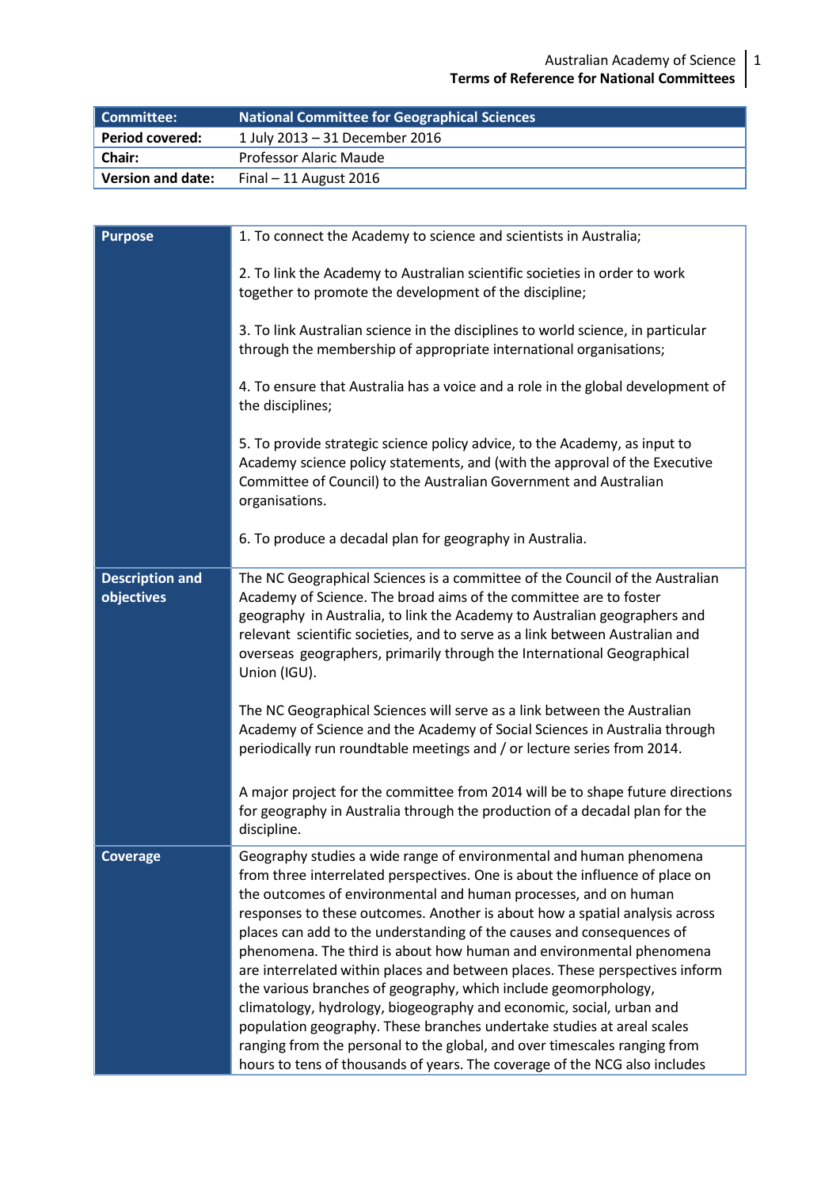| Committee: | National Committee for Geographical Sciences |
|---|---|
| Period covered: | 1 July 2013 – 31 December 2016 |
| Chair: | Professor Alaric Maude |
| Version and date: | Final – 11 August 2016 |

| Purpose | 1. To connect the Academy to science and scientists in Australia;<br><br>2. To link the Academy to Australian scientific societies in order to work together to promote the development of the discipline;<br><br>3. To link Australian science in the disciplines to world science, in particular through the membership of appropriate international organisations;<br><br>4. To ensure that Australia has a voice and a role in the global development of the disciplines;<br><br>5. To provide strategic science policy advice, to the Academy, as input to Academy science policy statements, and (with the approval of the Executive Committee of Council) to the Australian Government and Australian organisations.<br><br>6. To produce a decadal plan for geography in Australia. |
|---|---|
| Description and objectives | The NC Geographical Sciences is a committee of the Council of the Australian Academy of Science. The broad aims of the committee are to foster geography in Australia, to link the Academy to Australian geographers and relevant scientific societies, and to serve as a link between Australian and overseas geographers, primarily through the International Geographical Union (IGU).<br><br>The NC Geographical Sciences will serve as a link between the Australian Academy of Science and the Academy of Social Sciences in Australia through periodically run roundtable meetings and / or lecture series from 2014.<br><br>A major project for the committee from 2014 will be to shape future directions for geography in Australia through the production of a decadal plan for the discipline. |
| Coverage | Geography studies a wide range of environmental and human phenomena from three interrelated perspectives. One is about the influence of place on the outcomes of environmental and human processes, and on human responses to these outcomes. Another is about how a spatial analysis across places can add to the understanding of the causes and consequences of phenomena. The third is about how human and environmental phenomena are interrelated within places and between places. These perspectives inform the various branches of geography, which include geomorphology, climatology, hydrology, biogeography and economic, social, urban and population geography. These branches undertake studies at areal scales ranging from the personal to the global, and over timescales ranging from hours to tens of thousands of years. The coverage of the NCG also includes |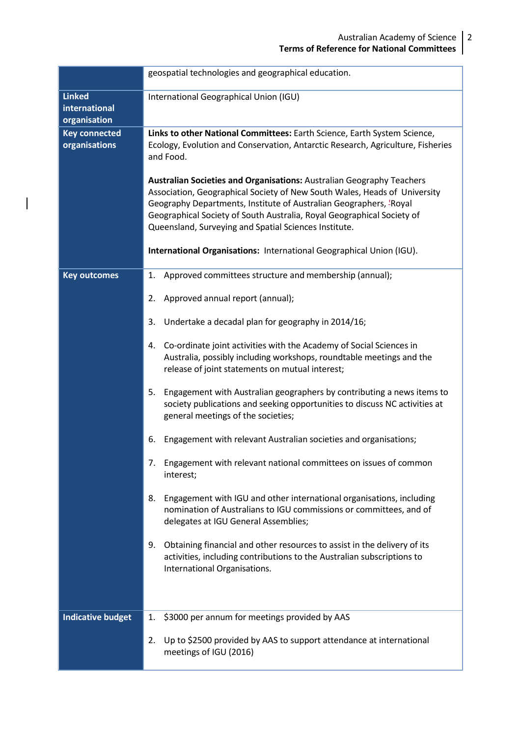| | |
|---|---|
| | geospatial technologies and geographical education. |
| **Linked international organisation** | International Geographical Union (IGU) |
| **Key connected organisations** | **Links to other National Committees:** Earth Science, Earth System Science, Ecology, Evolution and Conservation, Antarctic Research, Agriculture, Fisheries and Food.<br><br>**Australian Societies and Organisations:** Australian Geography Teachers Association, Geographical Society of New South Wales, Heads of University Geography Departments, Institute of Australian Geographers, Royal Geographical Society of South Australia, Royal Geographical Society of Queensland, Surveying and Spatial Sciences Institute.<br><br>**International Organisations:** International Geographical Union (IGU). |
| **Key outcomes** | 1. Approved committees structure and membership (annual);<br><br>2. Approved annual report (annual);<br><br>3. Undertake a decadal plan for geography in 2014/16;<br><br>4. Co-ordinate joint activities with the Academy of Social Sciences in Australia, possibly including workshops, roundtable meetings and the release of joint statements on mutual interest;<br><br>5. Engagement with Australian geographers by contributing a news items to society publications and seeking opportunities to discuss NC activities at general meetings of the societies;<br><br>6. Engagement with relevant Australian societies and organisations;<br><br>7. Engagement with relevant national committees on issues of common interest;<br><br>8. Engagement with IGU and other international organisations, including nomination of Australians to IGU commissions or committees, and of delegates at IGU General Assemblies;<br><br>9. Obtaining financial and other resources to assist in the delivery of its activities, including contributions to the Australian subscriptions to International Organisations. |
| **Indicative budget** | 1. $3000 per annum for meetings provided by AAS<br><br>2. Up to $2500 provided by AAS to support attendance at international meetings of IGU (2016) |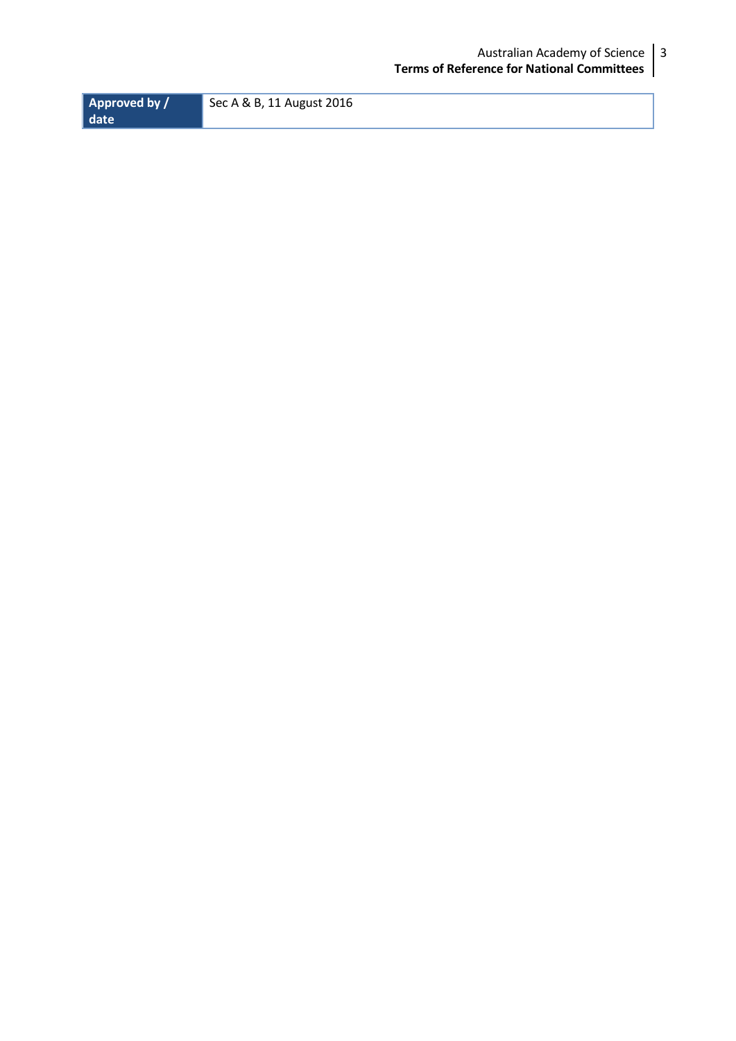| | |
|---|---|
| **Approved by / date** | Sec A & B, 11 August 2016 |